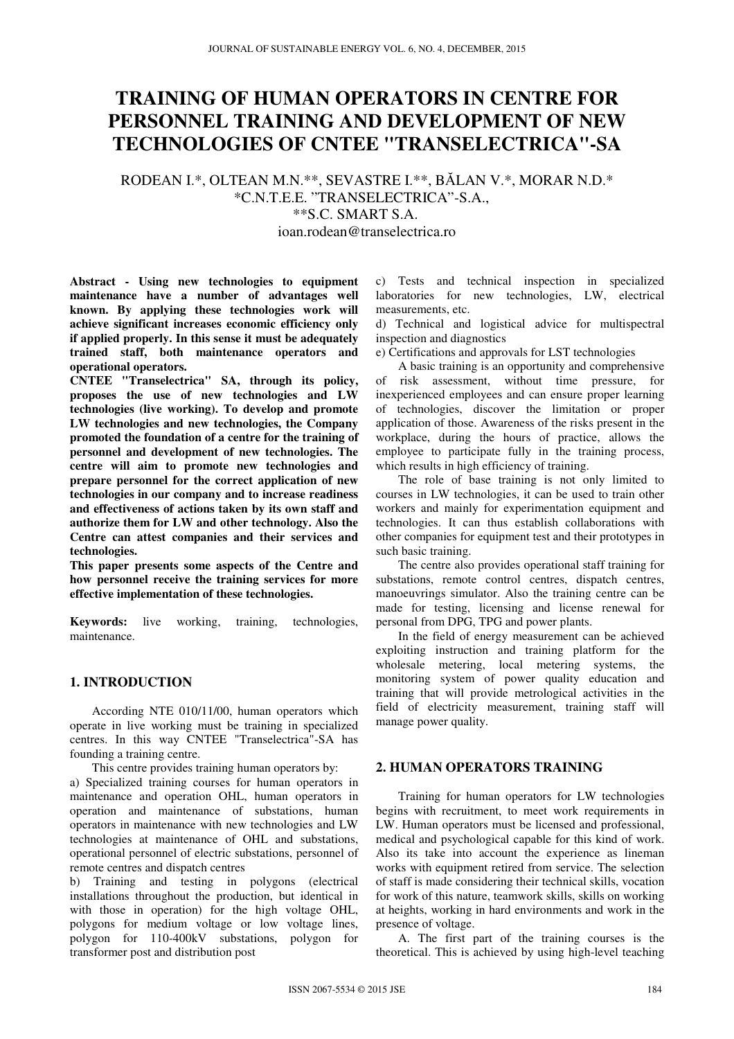# TRAINING OF HUMAN OPERATORS IN CENTRE FOR PERSONNEL TRAINING AND DEVELOPMENT OF NEW TECHNOLOGIES OF CNTEE "TRANSELECTRICA"-SA

RODEAN I.*, OLTEAN M.N.**, SEVASTRE I.**, BĂLAN V.*, MORAR N.D.*
*C.N.T.E.E. "TRANSELECTRICA"-S.A.,
**S.C. SMART S.A.
ioan.rodean@transelectrica.ro

**Abstract - Using new technologies to equipment maintenance have a number of advantages well known. By applying these technologies work will achieve significant increases economic efficiency only if applied properly. In this sense it must be adequately trained staff, both maintenance operators and operational operators.**

**CNTEE "Transelectrica" SA, through its policy, proposes the use of new technologies and LW technologies (live working). To develop and promote LW technologies and new technologies, the Company promoted the foundation of a centre for the training of personnel and development of new technologies. The centre will aim to promote new technologies and prepare personnel for the correct application of new technologies in our company and to increase readiness and effectiveness of actions taken by its own staff and authorize them for LW and other technology. Also the Centre can attest companies and their services and technologies.**

**This paper presents some aspects of the Centre and how personnel receive the training services for more effective implementation of these technologies.**

**Keywords:** live working, training, technologies, maintenance.

## 1. INTRODUCTION

According NTE 010/11/00, human operators which operate in live working must be training in specialized centres. In this way CNTEE "Transelectrica"-SA has founding a training centre.

This centre provides training human operators by:

a) Specialized training courses for human operators in maintenance and operation OHL, human operators in operation and maintenance of substations, human operators in maintenance with new technologies and LW technologies at maintenance of OHL and substations, operational personnel of electric substations, personnel of remote centres and dispatch centres

b) Training and testing in polygons (electrical installations throughout the production, but identical in with those in operation) for the high voltage OHL, polygons for medium voltage or low voltage lines, polygon for 110-400kV substations, polygon for transformer post and distribution post

c) Tests and technical inspection in specialized laboratories for new technologies, LW, electrical measurements, etc.

d) Technical and logistical advice for multispectral inspection and diagnostics

e) Certifications and approvals for LST technologies

A basic training is an opportunity and comprehensive of risk assessment, without time pressure, for inexperienced employees and can ensure proper learning of technologies, discover the limitation or proper application of those. Awareness of the risks present in the workplace, during the hours of practice, allows the employee to participate fully in the training process, which results in high efficiency of training.

The role of base training is not only limited to courses in LW technologies, it can be used to train other workers and mainly for experimentation equipment and technologies. It can thus establish collaborations with other companies for equipment test and their prototypes in such basic training.

The centre also provides operational staff training for substations, remote control centres, dispatch centres, manoeuvrings simulator. Also the training centre can be made for testing, licensing and license renewal for personal from DPG, TPG and power plants.

In the field of energy measurement can be achieved exploiting instruction and training platform for the wholesale metering, local metering systems, the monitoring system of power quality education and training that will provide metrological activities in the field of electricity measurement, training staff will manage power quality.

## 2. HUMAN OPERATORS TRAINING

Training for human operators for LW technologies begins with recruitment, to meet work requirements in LW. Human operators must be licensed and professional, medical and psychological capable for this kind of work. Also its take into account the experience as lineman works with equipment retired from service. The selection of staff is made considering their technical skills, vocation for work of this nature, teamwork skills, skills on working at heights, working in hard environments and work in the presence of voltage.

A. The first part of the training courses is the theoretical. This is achieved by using high-level teaching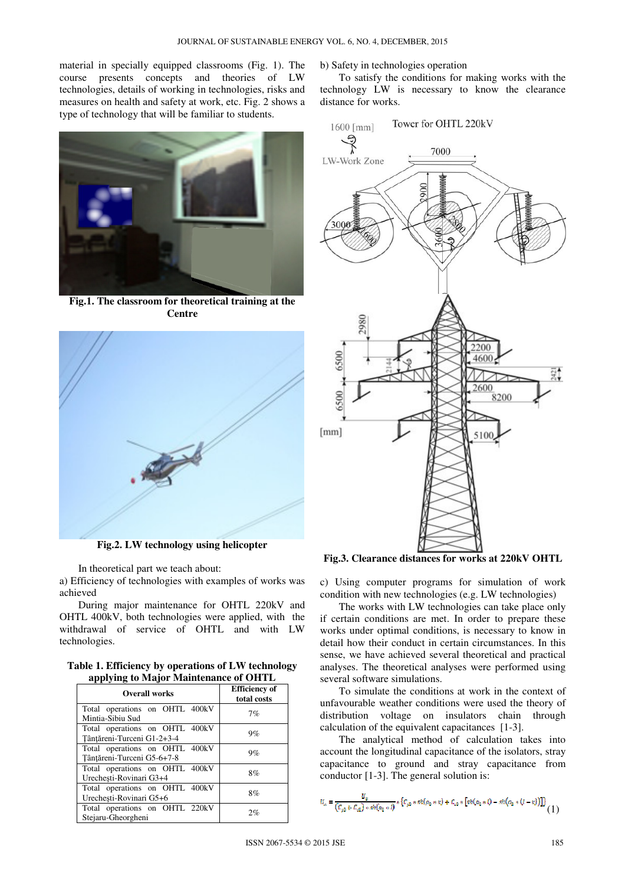material in specially equipped classrooms (Fig. 1). The course presents concepts and theories of LW technologies, details of working in technologies, risks and measures on health and safety at work, etc. Fig. 2 shows a type of technology that will be familiar to students.

**Fig.1. The classroom for theoretical training at the Centre**

**Fig.2. LW technology using helicopter**

In theoretical part we teach about:

a) Efficiency of technologies with examples of works was achieved

During major maintenance for OHTL 220kV and OHTL 400kV, both technologies were applied, with the withdrawal of service of OHTL and with LW technologies.

**Table 1. Efficiency by operations of LW technology applying to Major Maintenance of OHTL**

| Overall works | Efficiency of total costs |
|---|---|
| Total operations on OHTL 400kV Mintia-Sibiu Sud | 7% |
| Total operations on OHTL 400kV Ţânţăreni-Turceni G1-2+3-4 | 9% |
| Total operations on OHTL 400kV Ţânţăreni-Turceni G5-6+7-8 | 9% |
| Total operations on OHTL 400kV Urecheşti-Rovinari G3+4 | 8% |
| Total operations on OHTL 400kV Urecheşti-Rovinari G5+6 | 8% |
| Total operations on OHTL 220kV Stejaru-Gheorgheni | 2% |

b) Safety in technologies operation

To satisfy the conditions for making works with the technology LW is necessary to know the clearance distance for works.

**Fig.3. Clearance distances for works at 220kV OHTL**

c) Using computer programs for simulation of work condition with new technologies (e.g. LW technologies)

The works with LW technologies can take place only if certain conditions are met. In order to prepare these works under optimal conditions, is necessary to know in detail how their conduct in certain circumstances. In this sense, we have achieved several theoretical and practical analyses. The theoretical analyses were performed using several software simulations.

To simulate the conditions at work in the context of unfavourable weather conditions were used the theory of distribution voltage on insulators chain through calculation of the equivalent capacitances [1-3].

The analytical method of calculation takes into account the longitudinal capacitance of the isolators, stray capacitance to ground and stray capacitance from conductor [1-3]. The general solution is:

$$U_x = \frac{U_0}{(C_{p1} + C_{p2}) \cdot sh(\alpha_0 \cdot l)} \cdot \{C_{p1} \cdot sh(\alpha_0 \cdot x) + C_{p2} \cdot [sh(\alpha_0 \cdot l) - sh(\alpha_0 \cdot (l - x))]\} \quad (1)$$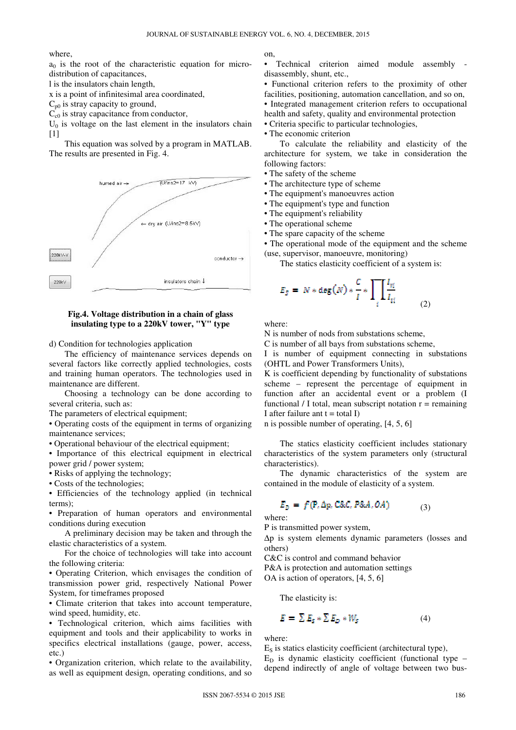where,

$a_0$ is the root of the characteristic equation for micro-distribution of capacitances,

l is the insulators chain length,

x is a point of infinitesimal area coordinated,

$C_{p0}$ is stray capacity to ground,

$C_{c0}$ is stray capacitance from conductor,

$U_0$ is voltage on the last element in the insulators chain [1]

This equation was solved by a program in MATLAB. The results are presented in Fig. 4.

**Fig.4. Voltage distribution in a chain of glass insulating type to a 220kV tower, "Y" type**

d) Condition for technologies application

The efficiency of maintenance services depends on several factors like correctly applied technologies, costs and training human operators. The technologies used in maintenance are different.

Choosing a technology can be done according to several criteria, such as:

The parameters of electrical equipment;

- Operating costs of the equipment in terms of organizing maintenance services;
- Operational behaviour of the electrical equipment;
- Importance of this electrical equipment in electrical power grid / power system;
- Risks of applying the technology;
- Costs of the technologies;
- Efficiencies of the technology applied (in technical terms);
- Preparation of human operators and environmental conditions during execution

A preliminary decision may be taken and through the elastic characteristics of a system.

For the choice of technologies will take into account the following criteria:

- Operating Criterion, which envisages the condition of transmission power grid, respectively National Power System, for timeframes proposed
- Climate criterion that takes into account temperature, wind speed, humidity, etc.
- Technological criterion, which aims facilities with equipment and tools and their applicability to works in specifics electrical installations (gauge, power, access, etc.)
- Organization criterion, which relate to the availability, as well as equipment design, operating conditions, and so on,
- Technical criterion aimed module assembly - disassembly, shunt, etc.,
- Functional criterion refers to the proximity of other facilities, positioning, automation cancellation, and so on,
- Integrated management criterion refers to occupational health and safety, quality and environmental protection
- Criteria specific to particular technologies,
- The economic criterion

To calculate the reliability and elasticity of the architecture for system, we take in consideration the following factors:

- The safety of the scheme
- The architecture type of scheme
- The equipment's manoeuvres action
- The equipment's type and function
- The equipment's reliability
- The operational scheme
- The spare capacity of the scheme
- The operational mode of the equipment and the scheme (use, supervisor, manoeuvre, monitoring)

The statics elasticity coefficient of a system is:

$$E_S = N * \deg(N) * \frac{C}{I} * \prod_i \frac{I_{ri}}{I_{ti}} \tag{2}$$

where:

N is number of nods from substations scheme,

C is number of all bays from substations scheme,

I is number of equipment connecting in substations (OHTL and Power Transformers Units),

K is coefficient depending by functionality of substations scheme – represent the percentage of equipment in function after an accidental event or a problem (I functional / I total, mean subscript notation r = remaining I after failure ant t = total I)

n is possible number of operating, [4, 5, 6]

The statics elasticity coefficient includes stationary characteristics of the system parameters only (structural characteristics).

The dynamic characteristics of the system are contained in the module of elasticity of a system.

$$E_D = f(P, \Delta p, C\&C, P\&A, OA) \tag{3}$$

where:

P is transmitted power system,

$\Delta p$ is system elements dynamic parameters (losses and others)

C&C is control and command behavior

P&A is protection and automation settings

OA is action of operators, [4, 5, 6]

The elasticity is:

$$E = \sum E_S * \sum E_D * W_S \tag{4}$$

where:

$E_S$ is statics elasticity coefficient (architectural type),

$E_D$ is dynamic elasticity coefficient (functional type – depend indirectly of angle of voltage between two bus-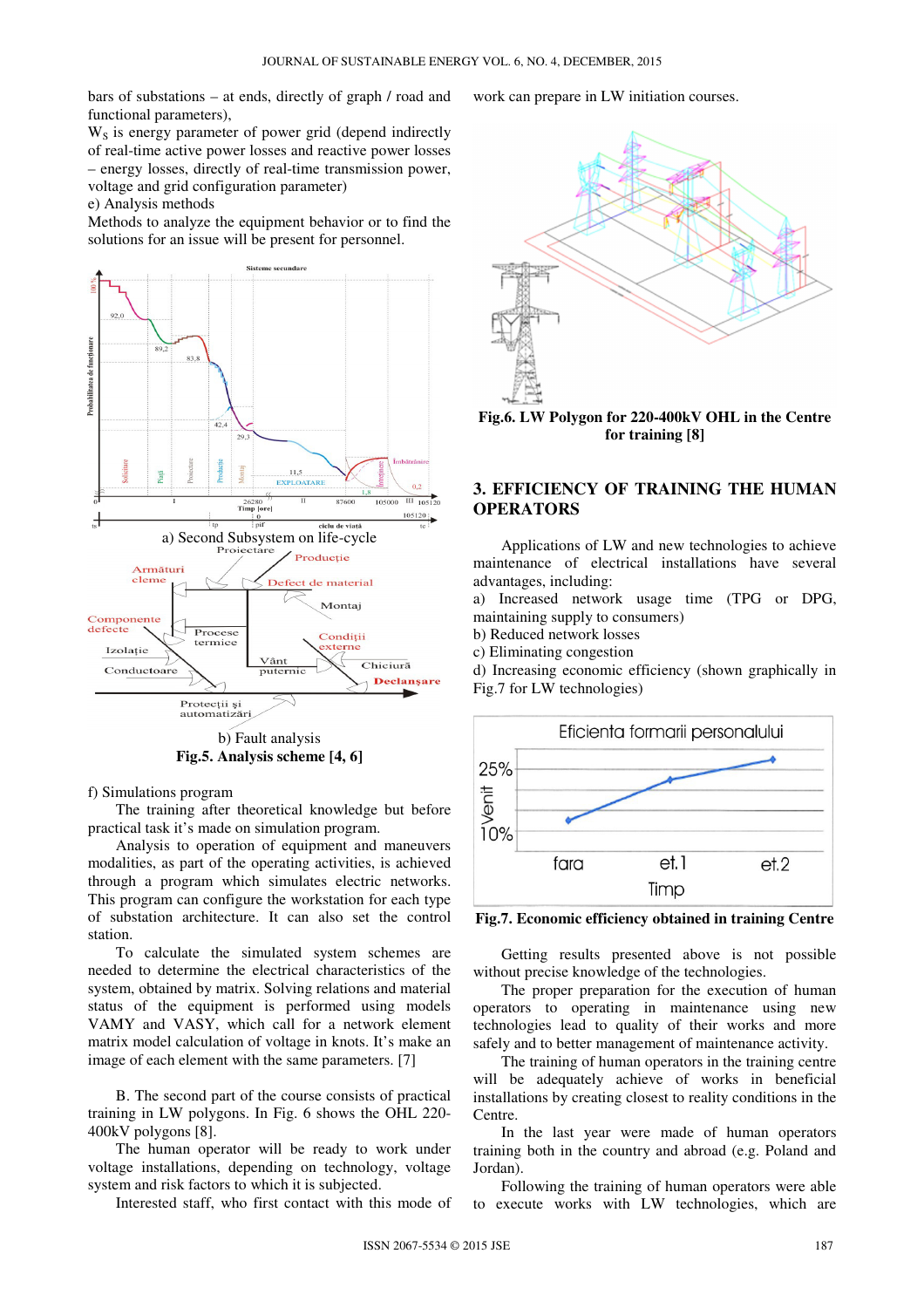bars of substations – at ends, directly of graph / road and functional parameters),
$W_S$ is energy parameter of power grid (depend indirectly of real-time active power losses and reactive power losses – energy losses, directly of real-time transmission power, voltage and grid configuration parameter)
e) Analysis methods
Methods to analyze the equipment behavior or to find the solutions for an issue will be present for personnel.

a) Second Subsystem on life-cycle

b) Fault analysis

**Fig.5. Analysis scheme [4, 6]**

f) Simulations program

The training after theoretical knowledge but before practical task it's made on simulation program.

Analysis to operation of equipment and maneuvers modalities, as part of the operating activities, is achieved through a program which simulates electric networks. This program can configure the workstation for each type of substation architecture. It can also set the control station.

To calculate the simulated system schemes are needed to determine the electrical characteristics of the system, obtained by matrix. Solving relations and material status of the equipment is performed using models VAMY and VASY, which call for a network element matrix model calculation of voltage in knots. It's make an image of each element with the same parameters. [7]

B. The second part of the course consists of practical training in LW polygons. In Fig. 6 shows the OHL 220-400kV polygons [8].

The human operator will be ready to work under voltage installations, depending on technology, voltage system and risk factors to which it is subjected.

Interested staff, who first contact with this mode of work can prepare in LW initiation courses.

**Fig.6. LW Polygon for 220-400kV OHL in the Centre for training [8]**

## 3. EFFICIENCY OF TRAINING THE HUMAN OPERATORS

Applications of LW and new technologies to achieve maintenance of electrical installations have several advantages, including:

a) Increased network usage time (TPG or DPG, maintaining supply to consumers)
b) Reduced network losses
c) Eliminating congestion
d) Increasing economic efficiency (shown graphically in Fig.7 for LW technologies)

**Fig.7. Economic efficiency obtained in training Centre**

Getting results presented above is not possible without precise knowledge of the technologies.

The proper preparation for the execution of human operators to operating in maintenance using new technologies lead to quality of their works and more safely and to better management of maintenance activity.

The training of human operators in the training centre will be adequately achieve of works in beneficial installations by creating closest to reality conditions in the Centre.

In the last year were made of human operators training both in the country and abroad (e.g. Poland and Jordan).

Following the training of human operators were able to execute works with LW technologies, which are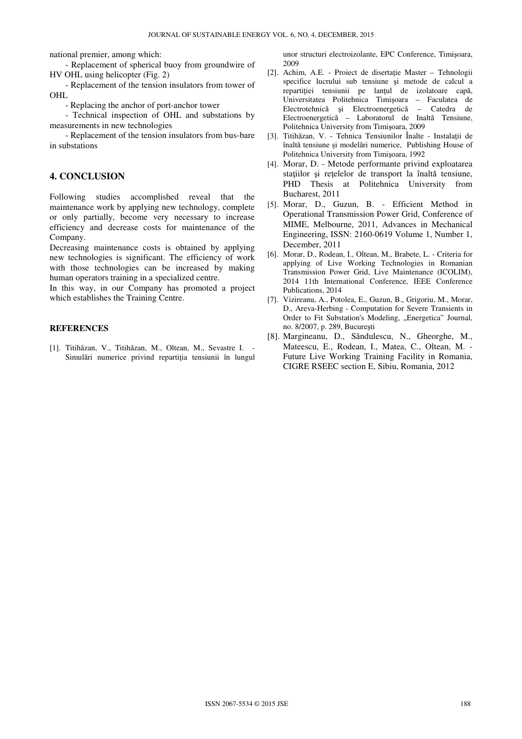national premier, among which:

- Replacement of spherical buoy from groundwire of HV OHL using helicopter (Fig. 2)
- Replacement of the tension insulators from tower of OHL
- Replacing the anchor of port-anchor tower
- Technical inspection of OHL and substations by measurements in new technologies
- Replacement of the tension insulators from bus-bare in substations

## 4. CONCLUSION

Following studies accomplished reveal that the maintenance work by applying new technology, complete or only partially, become very necessary to increase efficiency and decrease costs for maintenance of the Company.

Decreasing maintenance costs is obtained by applying new technologies is significant. The efficiency of work with those technologies can be increased by making human operators training in a specialized centre.

In this way, in our Company has promoted a project which establishes the Training Centre.

## REFERENCES

[1]. Titihăzan, V., Titihăzan, M., Oltean, M., Sevastre I. - Simulări numerice privind repartiția tensiunii în lungul unor structuri electroizolante, EPC Conference, Timişoara, 2009

[2]. Achim, A.E. - Proiect de disertație Master – Tehnologii specifice lucrului sub tensiune şi metode de calcul a repartiției tensiunii pe lanțul de izolatoare capă, Universitatea Politehnica Timişoara – Faculatea de Electrotehnică şi Electroenergetică – Catedra de Electroenergetică – Laboratorul de Inaltă Tensiune, Politehnica University from Timişoara, 2009

[3]. Titihăzan, V. - Tehnica Tensiunilor Înalte - Instalații de înaltă tensiune şi modelări numerice, Publishing House of Politehnica University from Timişoara, 1992

[4]. Morar, D. - Metode performante privind exploatarea stațiilor şi rețelelor de transport la înaltă tensiune, PHD Thesis at Politehnica University from Bucharest, 2011

[5]. Morar, D., Guzun, B. - Efficient Method in Operational Transmission Power Grid, Conference of MIME, Melbourne, 2011, Advances in Mechanical Engineering, ISSN: 2160-0619 Volume 1, Number 1, December, 2011

[6]. Morar, D., Rodean, I., Oltean, M., Brabete, L. - Criteria for applying of Live Working Technologies in Romanian Transmission Power Grid, Live Maintenance (ICOLIM), 2014 11th International Conference, IEEE Conference Publications, 2014

[7]. Vizireanu, A., Potolea, E., Guzun, B., Grigoriu, M., Morar, D., Areva-Herbing - Computation for Severe Transients in Order to Fit Substation's Modeling, „Energetica" Journal, no. 8/2007, p. 289, Bucureşti

[8]. Margineanu, D., Săndulescu, N., Gheorghe, M., Mateescu, E., Rodean, I., Matea, C., Oltean, M. - Future Live Working Training Facility in Romania, CIGRE RSEEC section E, Sibiu, Romania, 2012